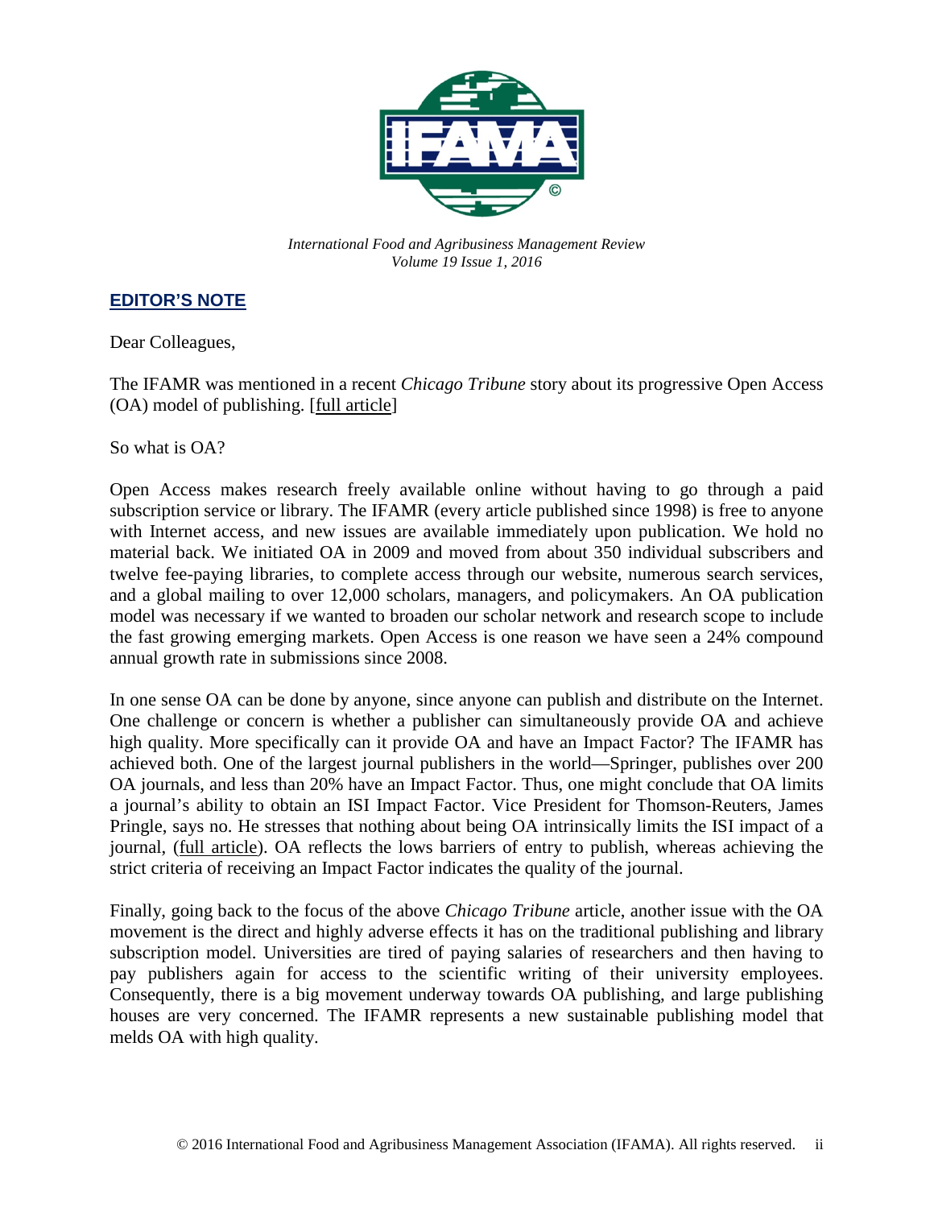*International Food and Agribusiness Management Review*
*Volume 19 Issue 1, 2016*

## EDITOR'S NOTE

Dear Colleagues,

The IFAMR was mentioned in a recent *Chicago Tribune* story about its progressive Open Access (OA) model of publishing. [full article]

So what is OA?

Open Access makes research freely available online without having to go through a paid subscription service or library. The IFAMR (every article published since 1998) is free to anyone with Internet access, and new issues are available immediately upon publication. We hold no material back. We initiated OA in 2009 and moved from about 350 individual subscribers and twelve fee-paying libraries, to complete access through our website, numerous search services, and a global mailing to over 12,000 scholars, managers, and policymakers. An OA publication model was necessary if we wanted to broaden our scholar network and research scope to include the fast growing emerging markets. Open Access is one reason we have seen a 24% compound annual growth rate in submissions since 2008.

In one sense OA can be done by anyone, since anyone can publish and distribute on the Internet. One challenge or concern is whether a publisher can simultaneously provide OA and achieve high quality. More specifically can it provide OA and have an Impact Factor? The IFAMR has achieved both. One of the largest journal publishers in the world—Springer, publishes over 200 OA journals, and less than 20% have an Impact Factor. Thus, one might conclude that OA limits a journal's ability to obtain an ISI Impact Factor. Vice President for Thomson-Reuters, James Pringle, says no. He stresses that nothing about being OA intrinsically limits the ISI impact of a journal, (full article). OA reflects the lows barriers of entry to publish, whereas achieving the strict criteria of receiving an Impact Factor indicates the quality of the journal.

Finally, going back to the focus of the above *Chicago Tribune* article, another issue with the OA movement is the direct and highly adverse effects it has on the traditional publishing and library subscription model. Universities are tired of paying salaries of researchers and then having to pay publishers again for access to the scientific writing of their university employees. Consequently, there is a big movement underway towards OA publishing, and large publishing houses are very concerned. The IFAMR represents a new sustainable publishing model that melds OA with high quality.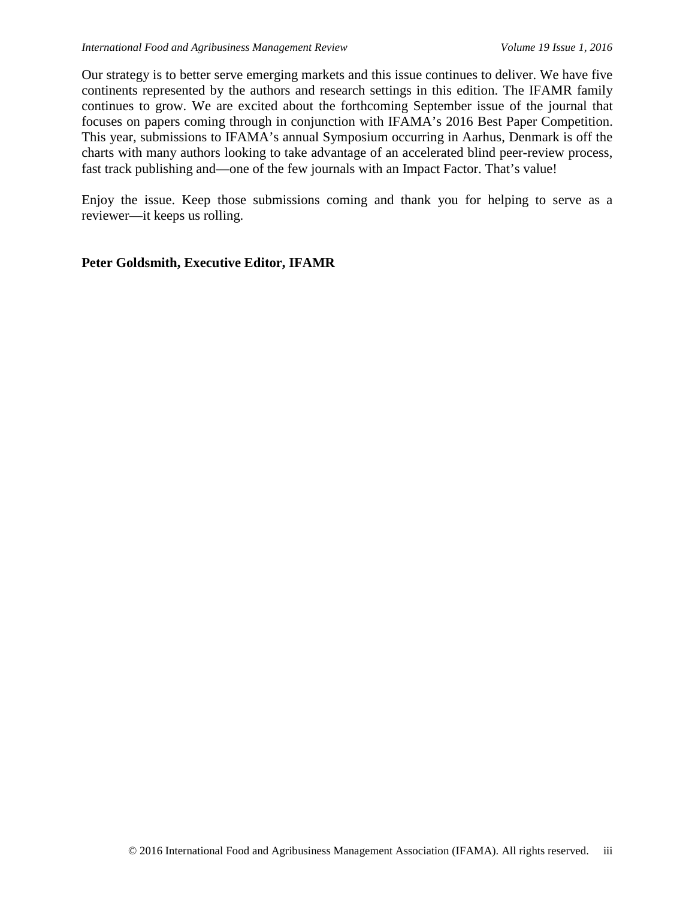Our strategy is to better serve emerging markets and this issue continues to deliver. We have five continents represented by the authors and research settings in this edition. The IFAMR family continues to grow. We are excited about the forthcoming September issue of the journal that focuses on papers coming through in conjunction with IFAMA's 2016 Best Paper Competition. This year, submissions to IFAMA's annual Symposium occurring in Aarhus, Denmark is off the charts with many authors looking to take advantage of an accelerated blind peer-review process, fast track publishing and—one of the few journals with an Impact Factor. That's value!

Enjoy the issue. Keep those submissions coming and thank you for helping to serve as a reviewer—it keeps us rolling.

**Peter Goldsmith, Executive Editor, IFAMR**